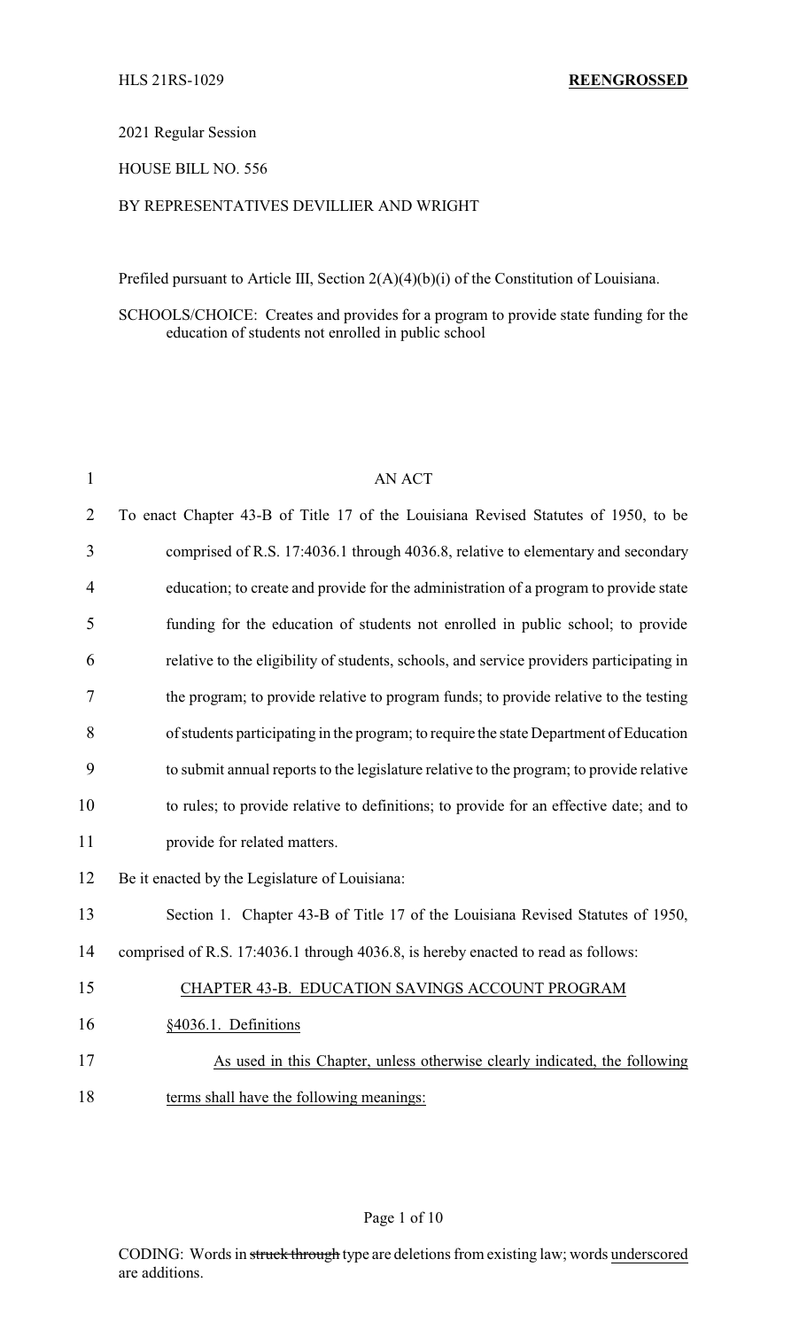HLS 21RS-1029 **REENGROSSED**

2021 Regular Session

HOUSE BILL NO. 556

BY REPRESENTATIVES DEVILLIER AND WRIGHT

Prefiled pursuant to Article III, Section 2(A)(4)(b)(i) of the Constitution of Louisiana.

SCHOOLS/CHOICE: Creates and provides for a program to provide state funding for the education of students not enrolled in public school

AN ACT

To enact Chapter 43-B of Title 17 of the Louisiana Revised Statutes of 1950, to be comprised of R.S. 17:4036.1 through 4036.8, relative to elementary and secondary education; to create and provide for the administration of a program to provide state funding for the education of students not enrolled in public school; to provide relative to the eligibility of students, schools, and service providers participating in the program; to provide relative to program funds; to provide relative to the testing of students participating in the program; to require the state Department of Education to submit annual reports to the legislature relative to the program; to provide relative to rules; to provide relative to definitions; to provide for an effective date; and to provide for related matters.

Be it enacted by the Legislature of Louisiana:

Section 1. Chapter 43-B of Title 17 of the Louisiana Revised Statutes of 1950, comprised of R.S. 17:4036.1 through 4036.8, is hereby enacted to read as follows:

CHAPTER 43-B. EDUCATION SAVINGS ACCOUNT PROGRAM

§4036.1. Definitions

As used in this Chapter, unless otherwise clearly indicated, the following terms shall have the following meanings:

CODING: Words in ~~struck through~~ type are deletions from existing law; words underscored are additions.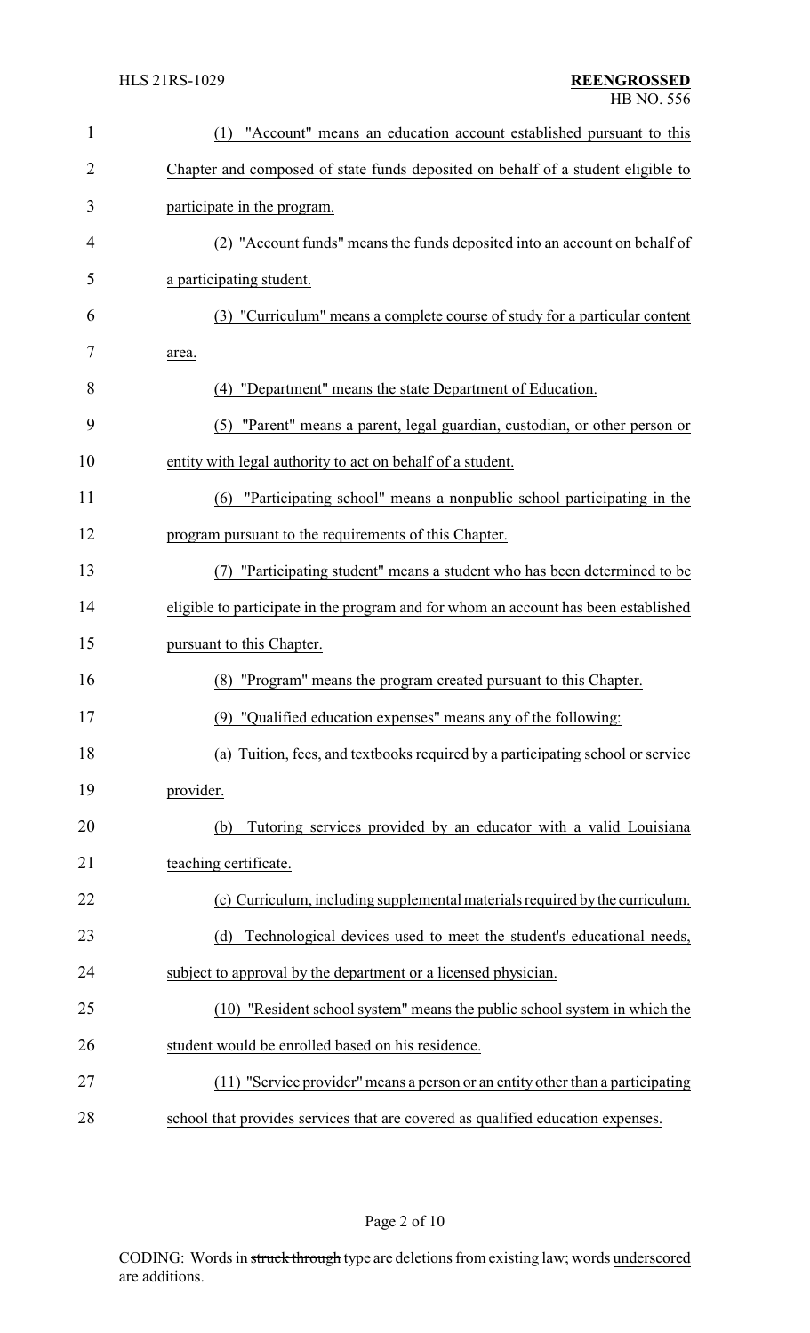(1) "Account" means an education account established pursuant to this Chapter and composed of state funds deposited on behalf of a student eligible to participate in the program.

(2) "Account funds" means the funds deposited into an account on behalf of a participating student.

(3) "Curriculum" means a complete course of study for a particular content area.

(4) "Department" means the state Department of Education.

(5) "Parent" means a parent, legal guardian, custodian, or other person or entity with legal authority to act on behalf of a student.

(6) "Participating school" means a nonpublic school participating in the program pursuant to the requirements of this Chapter.

(7) "Participating student" means a student who has been determined to be eligible to participate in the program and for whom an account has been established pursuant to this Chapter.

(8) "Program" means the program created pursuant to this Chapter.

(9) "Qualified education expenses" means any of the following:

(a) Tuition, fees, and textbooks required by a participating school or service provider.

(b) Tutoring services provided by an educator with a valid Louisiana teaching certificate.

(c) Curriculum, including supplemental materials required by the curriculum.

(d) Technological devices used to meet the student's educational needs, subject to approval by the department or a licensed physician.

(10) "Resident school system" means the public school system in which the student would be enrolled based on his residence.

(11) "Service provider" means a person or an entity other than a participating school that provides services that are covered as qualified education expenses.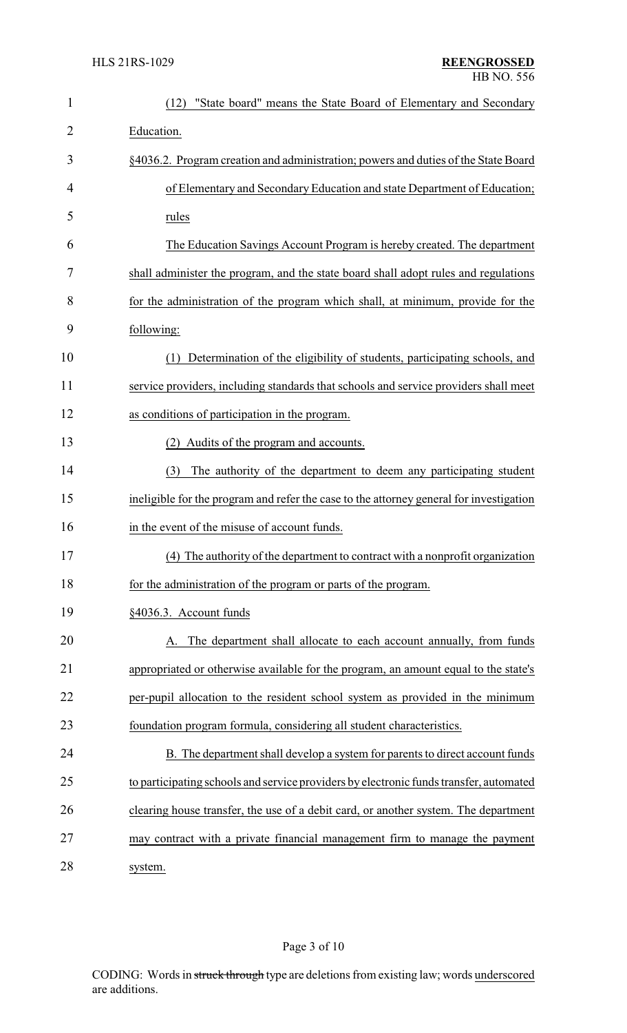(12) "State board" means the State Board of Elementary and Secondary Education.

§4036.2. Program creation and administration; powers and duties of the State Board of Elementary and Secondary Education and state Department of Education; rules

The Education Savings Account Program is hereby created. The department shall administer the program, and the state board shall adopt rules and regulations for the administration of the program which shall, at minimum, provide for the following:

(1) Determination of the eligibility of students, participating schools, and service providers, including standards that schools and service providers shall meet as conditions of participation in the program.

(2) Audits of the program and accounts.

(3) The authority of the department to deem any participating student ineligible for the program and refer the case to the attorney general for investigation in the event of the misuse of account funds.

(4) The authority of the department to contract with a nonprofit organization for the administration of the program or parts of the program.

§4036.3. Account funds

A. The department shall allocate to each account annually, from funds appropriated or otherwise available for the program, an amount equal to the state's per-pupil allocation to the resident school system as provided in the minimum foundation program formula, considering all student characteristics.

B. The department shall develop a system for parents to direct account funds to participating schools and service providers by electronic funds transfer, automated clearing house transfer, the use of a debit card, or another system. The department may contract with a private financial management firm to manage the payment system.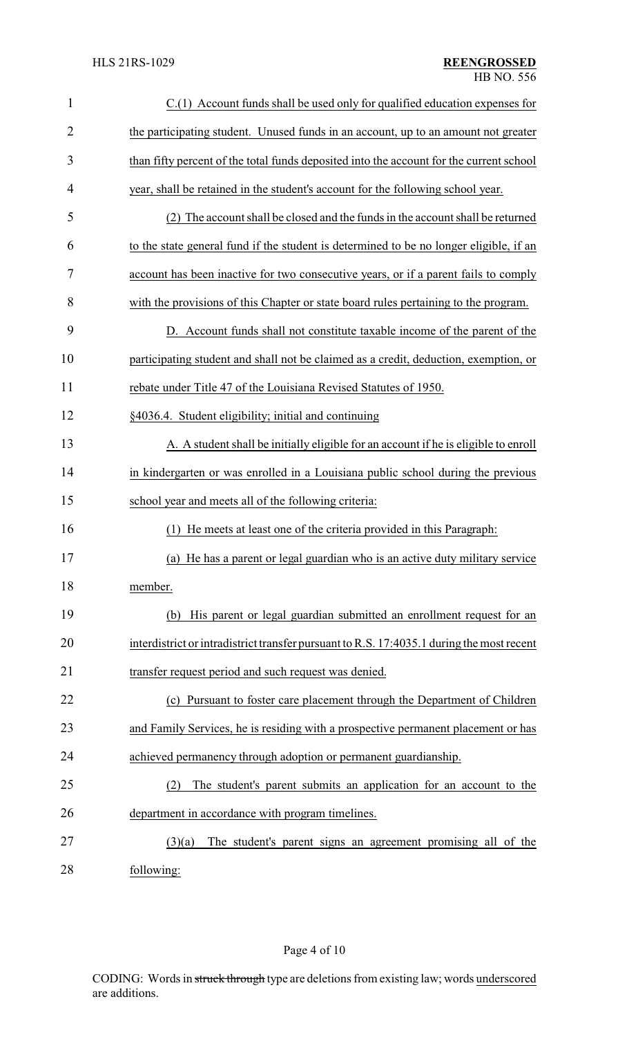C.(1) Account funds shall be used only for qualified education expenses for the participating student. Unused funds in an account, up to an amount not greater than fifty percent of the total funds deposited into the account for the current school year, shall be retained in the student's account for the following school year.

(2) The account shall be closed and the funds in the account shall be returned to the state general fund if the student is determined to be no longer eligible, if an account has been inactive for two consecutive years, or if a parent fails to comply with the provisions of this Chapter or state board rules pertaining to the program.

D. Account funds shall not constitute taxable income of the parent of the participating student and shall not be claimed as a credit, deduction, exemption, or rebate under Title 47 of the Louisiana Revised Statutes of 1950.

§4036.4. Student eligibility; initial and continuing

A. A student shall be initially eligible for an account if he is eligible to enroll in kindergarten or was enrolled in a Louisiana public school during the previous school year and meets all of the following criteria:

(1) He meets at least one of the criteria provided in this Paragraph:

(a) He has a parent or legal guardian who is an active duty military service member.

(b) His parent or legal guardian submitted an enrollment request for an interdistrict or intradistrict transfer pursuant to R.S. 17:4035.1 during the most recent transfer request period and such request was denied.

(c) Pursuant to foster care placement through the Department of Children and Family Services, he is residing with a prospective permanent placement or has achieved permanency through adoption or permanent guardianship.

(2) The student's parent submits an application for an account to the department in accordance with program timelines.

(3)(a) The student's parent signs an agreement promising all of the following: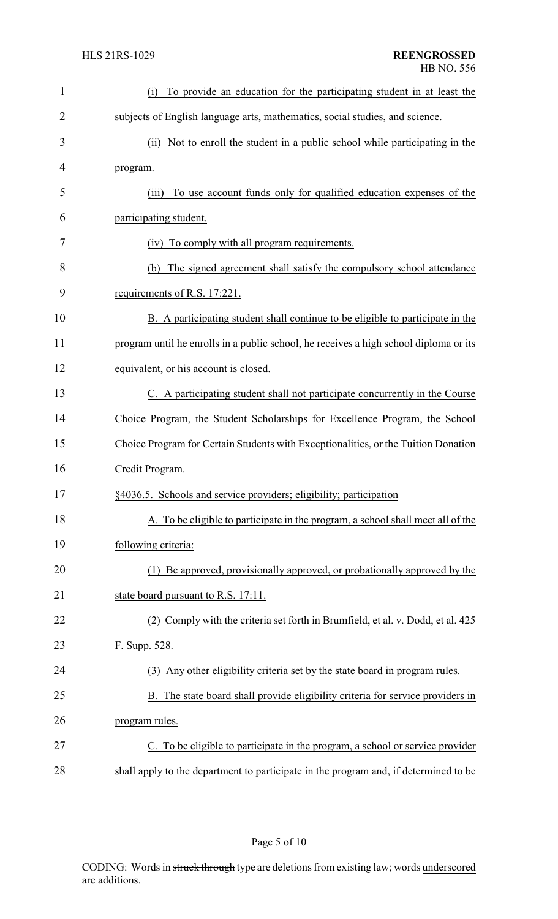(i) To provide an education for the participating student in at least the subjects of English language arts, mathematics, social studies, and science.

(ii) Not to enroll the student in a public school while participating in the program.

(iii) To use account funds only for qualified education expenses of the participating student.

(iv) To comply with all program requirements.

(b) The signed agreement shall satisfy the compulsory school attendance requirements of R.S. 17:221.

B. A participating student shall continue to be eligible to participate in the program until he enrolls in a public school, he receives a high school diploma or its equivalent, or his account is closed.

C. A participating student shall not participate concurrently in the Course Choice Program, the Student Scholarships for Excellence Program, the School Choice Program for Certain Students with Exceptionalities, or the Tuition Donation Credit Program.

§4036.5. Schools and service providers; eligibility; participation

A. To be eligible to participate in the program, a school shall meet all of the following criteria:

(1) Be approved, provisionally approved, or probationally approved by the state board pursuant to R.S. 17:11.

(2) Comply with the criteria set forth in Brumfield, et al. v. Dodd, et al. 425 F. Supp. 528.

(3) Any other eligibility criteria set by the state board in program rules.

B. The state board shall provide eligibility criteria for service providers in program rules.

C. To be eligible to participate in the program, a school or service provider shall apply to the department to participate in the program and, if determined to be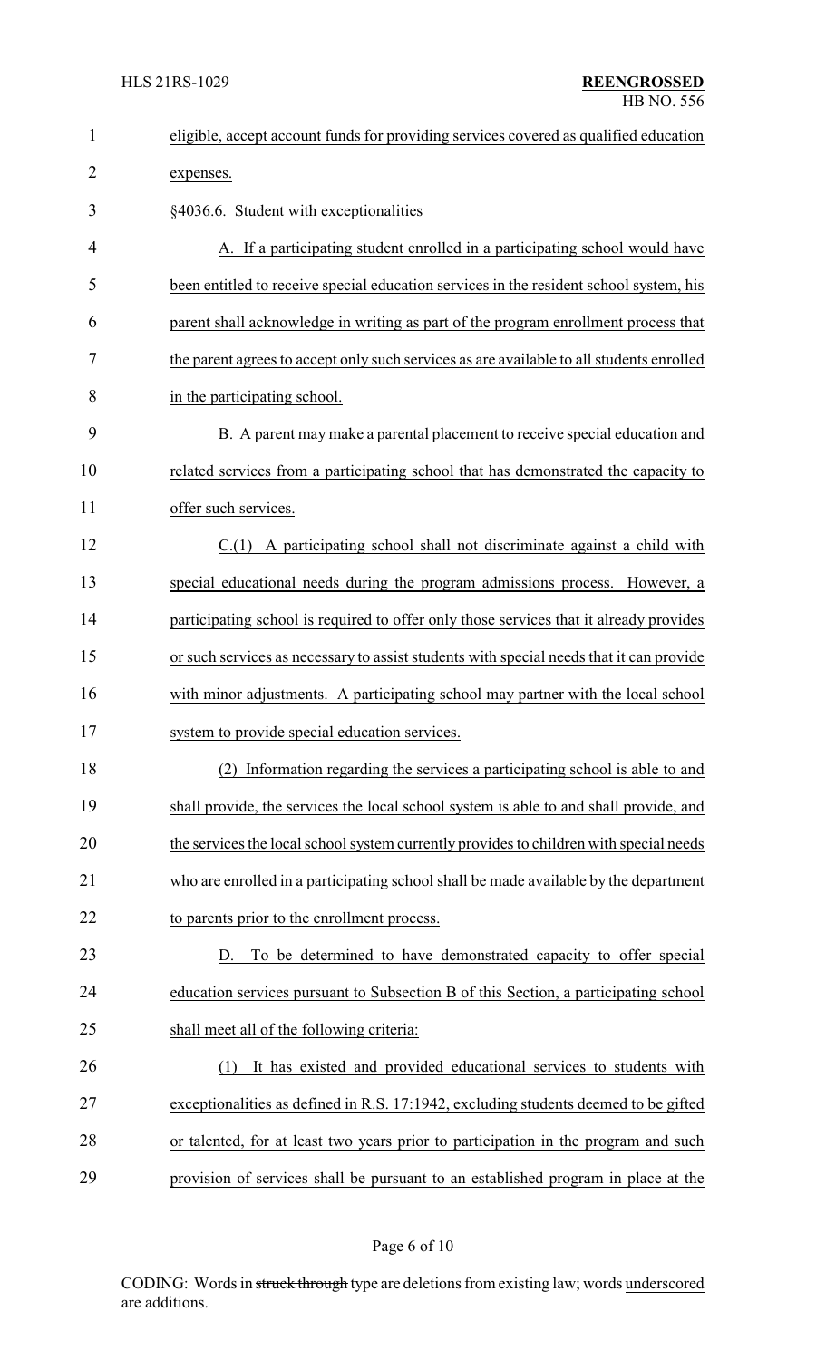eligible, accept account funds for providing services covered as qualified education expenses.

§4036.6. Student with exceptionalities

A. If a participating student enrolled in a participating school would have been entitled to receive special education services in the resident school system, his parent shall acknowledge in writing as part of the program enrollment process that the parent agrees to accept only such services as are available to all students enrolled in the participating school.

B. A parent may make a parental placement to receive special education and related services from a participating school that has demonstrated the capacity to offer such services.

C.(1) A participating school shall not discriminate against a child with special educational needs during the program admissions process. However, a participating school is required to offer only those services that it already provides or such services as necessary to assist students with special needs that it can provide with minor adjustments. A participating school may partner with the local school system to provide special education services.

(2) Information regarding the services a participating school is able to and shall provide, the services the local school system is able to and shall provide, and the services the local school system currently provides to children with special needs who are enrolled in a participating school shall be made available by the department to parents prior to the enrollment process.

D. To be determined to have demonstrated capacity to offer special education services pursuant to Subsection B of this Section, a participating school shall meet all of the following criteria:

(1) It has existed and provided educational services to students with exceptionalities as defined in R.S. 17:1942, excluding students deemed to be gifted or talented, for at least two years prior to participation in the program and such provision of services shall be pursuant to an established program in place at the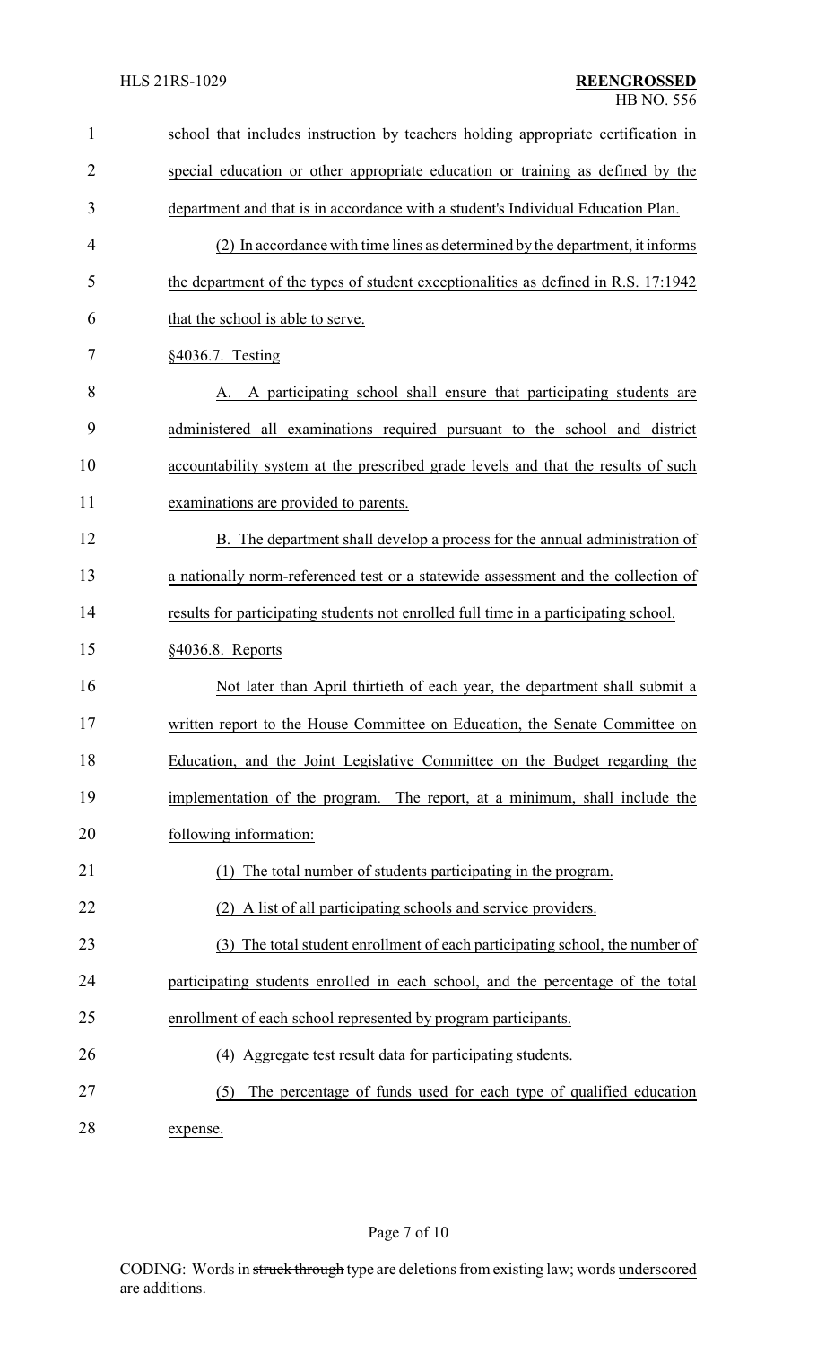school that includes instruction by teachers holding appropriate certification in special education or other appropriate education or training as defined by the department and that is in accordance with a student's Individual Education Plan.

(2) In accordance with time lines as determined by the department, it informs the department of the types of student exceptionalities as defined in R.S. 17:1942 that the school is able to serve.

§4036.7. Testing

A. A participating school shall ensure that participating students are administered all examinations required pursuant to the school and district accountability system at the prescribed grade levels and that the results of such examinations are provided to parents.

B. The department shall develop a process for the annual administration of a nationally norm-referenced test or a statewide assessment and the collection of results for participating students not enrolled full time in a participating school.

§4036.8. Reports

Not later than April thirtieth of each year, the department shall submit a written report to the House Committee on Education, the Senate Committee on Education, and the Joint Legislative Committee on the Budget regarding the implementation of the program. The report, at a minimum, shall include the following information:

(1) The total number of students participating in the program.

(2) A list of all participating schools and service providers.

(3) The total student enrollment of each participating school, the number of participating students enrolled in each school, and the percentage of the total enrollment of each school represented by program participants.

(4) Aggregate test result data for participating students.

(5) The percentage of funds used for each type of qualified education expense.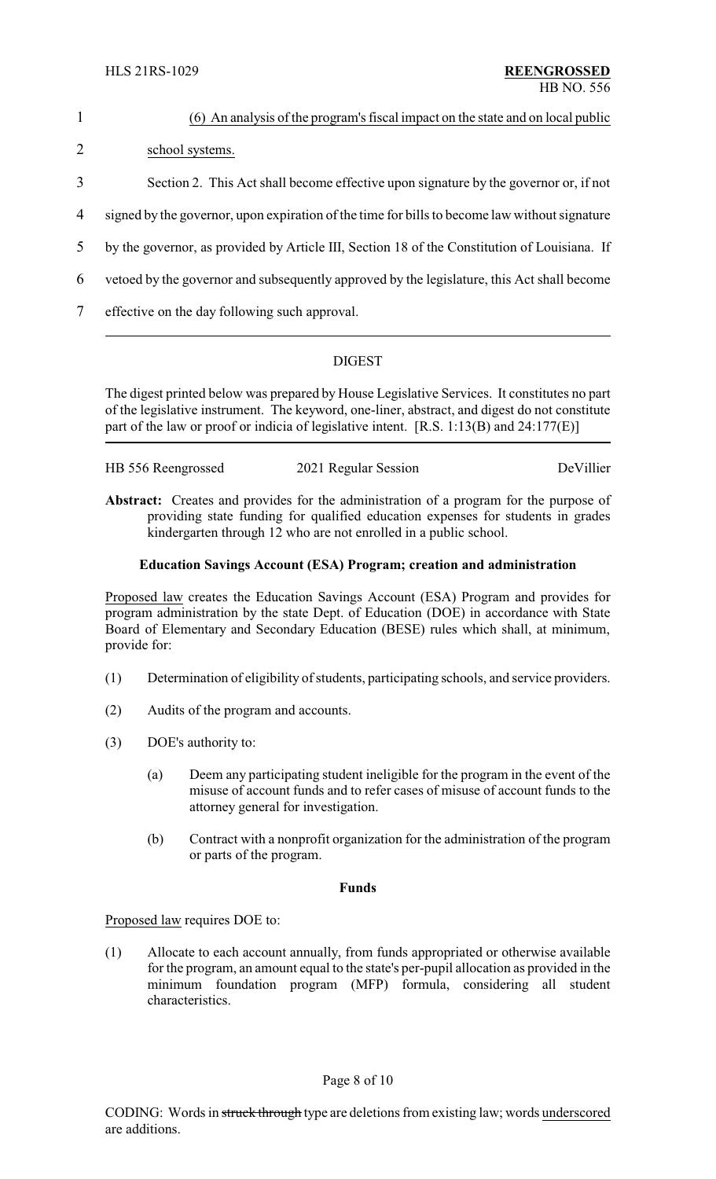(6) An analysis of the program's fiscal impact on the state and on local public school systems.

Section 2. This Act shall become effective upon signature by the governor or, if not signed by the governor, upon expiration of the time for bills to become law without signature by the governor, as provided by Article III, Section 18 of the Constitution of Louisiana. If vetoed by the governor and subsequently approved by the legislature, this Act shall become effective on the day following such approval.

---

## DIGEST

The digest printed below was prepared by House Legislative Services. It constitutes no part of the legislative instrument. The keyword, one-liner, abstract, and digest do not constitute part of the law or proof or indicia of legislative intent. [R.S. 1:13(B) and 24:177(E)]

---

HB 556 Reengrossed — 2021 Regular Session — DeVillier

**Abstract:** Creates and provides for the administration of a program for the purpose of providing state funding for qualified education expenses for students in grades kindergarten through 12 who are not enrolled in a public school.

### Education Savings Account (ESA) Program; creation and administration

Proposed law creates the Education Savings Account (ESA) Program and provides for program administration by the state Dept. of Education (DOE) in accordance with State Board of Elementary and Secondary Education (BESE) rules which shall, at minimum, provide for:

(1) Determination of eligibility of students, participating schools, and service providers.

(2) Audits of the program and accounts.

(3) DOE's authority to:

(a) Deem any participating student ineligible for the program in the event of the misuse of account funds and to refer cases of misuse of account funds to the attorney general for investigation.

(b) Contract with a nonprofit organization for the administration of the program or parts of the program.

### Funds

Proposed law requires DOE to:

(1) Allocate to each account annually, from funds appropriated or otherwise available for the program, an amount equal to the state's per-pupil allocation as provided in the minimum foundation program (MFP) formula, considering all student characteristics.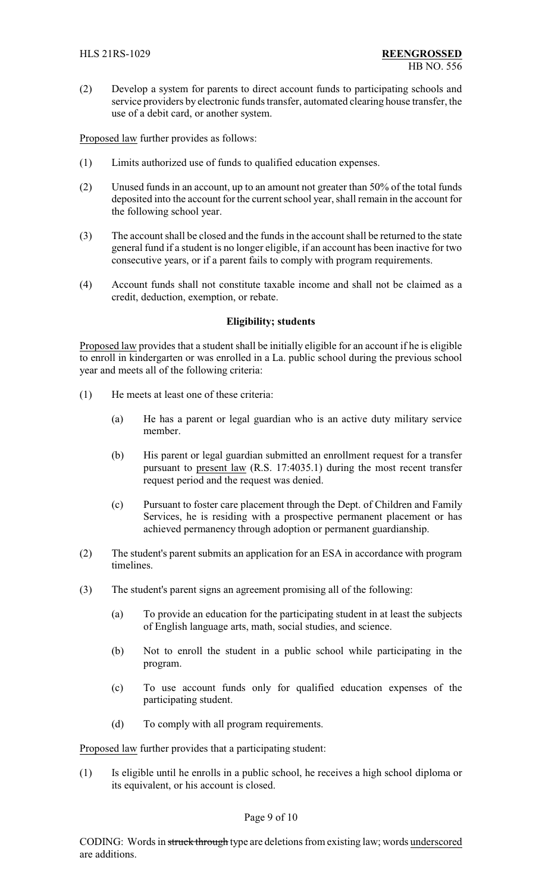(2) Develop a system for parents to direct account funds to participating schools and service providers by electronic funds transfer, automated clearing house transfer, the use of a debit card, or another system.

Proposed law further provides as follows:

(1) Limits authorized use of funds to qualified education expenses.

(2) Unused funds in an account, up to an amount not greater than 50% of the total funds deposited into the account for the current school year, shall remain in the account for the following school year.

(3) The account shall be closed and the funds in the account shall be returned to the state general fund if a student is no longer eligible, if an account has been inactive for two consecutive years, or if a parent fails to comply with program requirements.

(4) Account funds shall not constitute taxable income and shall not be claimed as a credit, deduction, exemption, or rebate.

**Eligibility; students**

Proposed law provides that a student shall be initially eligible for an account if he is eligible to enroll in kindergarten or was enrolled in a La. public school during the previous school year and meets all of the following criteria:

(1) He meets at least one of these criteria:

  (a) He has a parent or legal guardian who is an active duty military service member.

  (b) His parent or legal guardian submitted an enrollment request for a transfer pursuant to present law (R.S. 17:4035.1) during the most recent transfer request period and the request was denied.

  (c) Pursuant to foster care placement through the Dept. of Children and Family Services, he is residing with a prospective permanent placement or has achieved permanency through adoption or permanent guardianship.

(2) The student's parent submits an application for an ESA in accordance with program timelines.

(3) The student's parent signs an agreement promising all of the following:

  (a) To provide an education for the participating student in at least the subjects of English language arts, math, social studies, and science.

  (b) Not to enroll the student in a public school while participating in the program.

  (c) To use account funds only for qualified education expenses of the participating student.

  (d) To comply with all program requirements.

Proposed law further provides that a participating student:

(1) Is eligible until he enrolls in a public school, he receives a high school diploma or its equivalent, or his account is closed.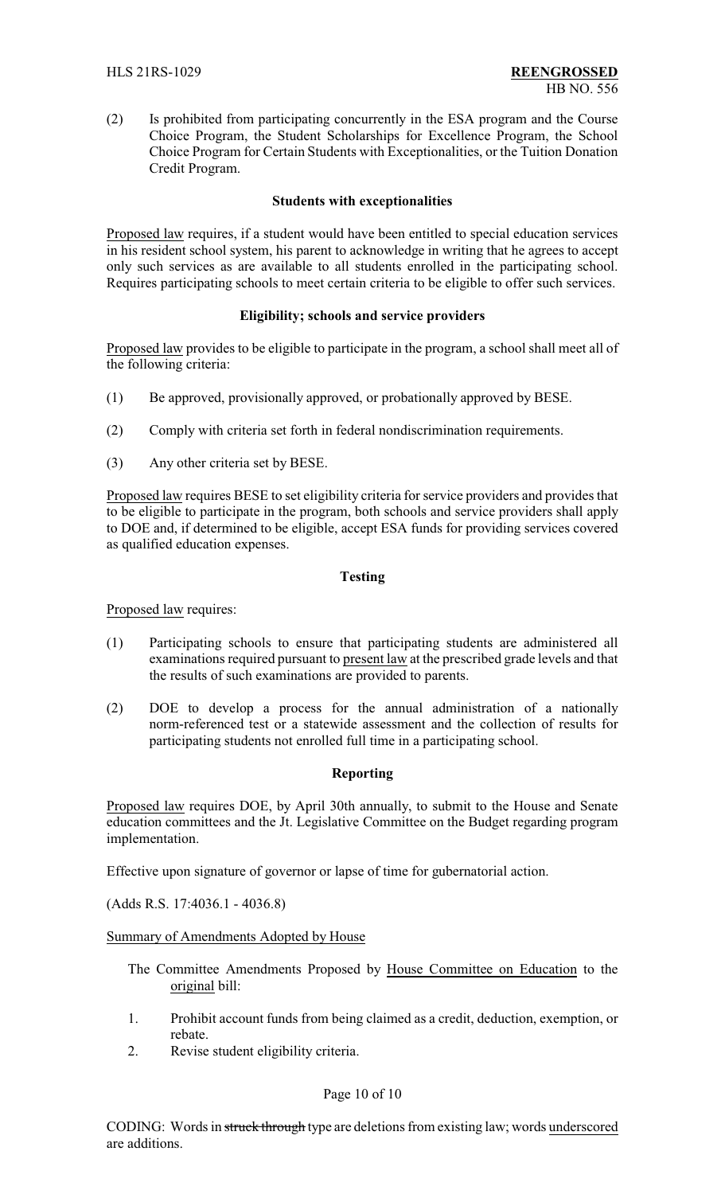(2) Is prohibited from participating concurrently in the ESA program and the Course Choice Program, the Student Scholarships for Excellence Program, the School Choice Program for Certain Students with Exceptionalities, or the Tuition Donation Credit Program.

### Students with exceptionalities

Proposed law requires, if a student would have been entitled to special education services in his resident school system, his parent to acknowledge in writing that he agrees to accept only such services as are available to all students enrolled in the participating school. Requires participating schools to meet certain criteria to be eligible to offer such services.

### Eligibility; schools and service providers

Proposed law provides to be eligible to participate in the program, a school shall meet all of the following criteria:

(1) Be approved, provisionally approved, or probationally approved by BESE.

(2) Comply with criteria set forth in federal nondiscrimination requirements.

(3) Any other criteria set by BESE.

Proposed law requires BESE to set eligibility criteria for service providers and provides that to be eligible to participate in the program, both schools and service providers shall apply to DOE and, if determined to be eligible, accept ESA funds for providing services covered as qualified education expenses.

### Testing

Proposed law requires:

(1) Participating schools to ensure that participating students are administered all examinations required pursuant to present law at the prescribed grade levels and that the results of such examinations are provided to parents.

(2) DOE to develop a process for the annual administration of a nationally norm-referenced test or a statewide assessment and the collection of results for participating students not enrolled full time in a participating school.

### Reporting

Proposed law requires DOE, by April 30th annually, to submit to the House and Senate education committees and the Jt. Legislative Committee on the Budget regarding program implementation.

Effective upon signature of governor or lapse of time for gubernatorial action.

(Adds R.S. 17:4036.1 - 4036.8)

Summary of Amendments Adopted by House

The Committee Amendments Proposed by House Committee on Education to the original bill:

1. Prohibit account funds from being claimed as a credit, deduction, exemption, or rebate.
2. Revise student eligibility criteria.

CODING: Words in ~~struck through~~ type are deletions from existing law; words underscored are additions.